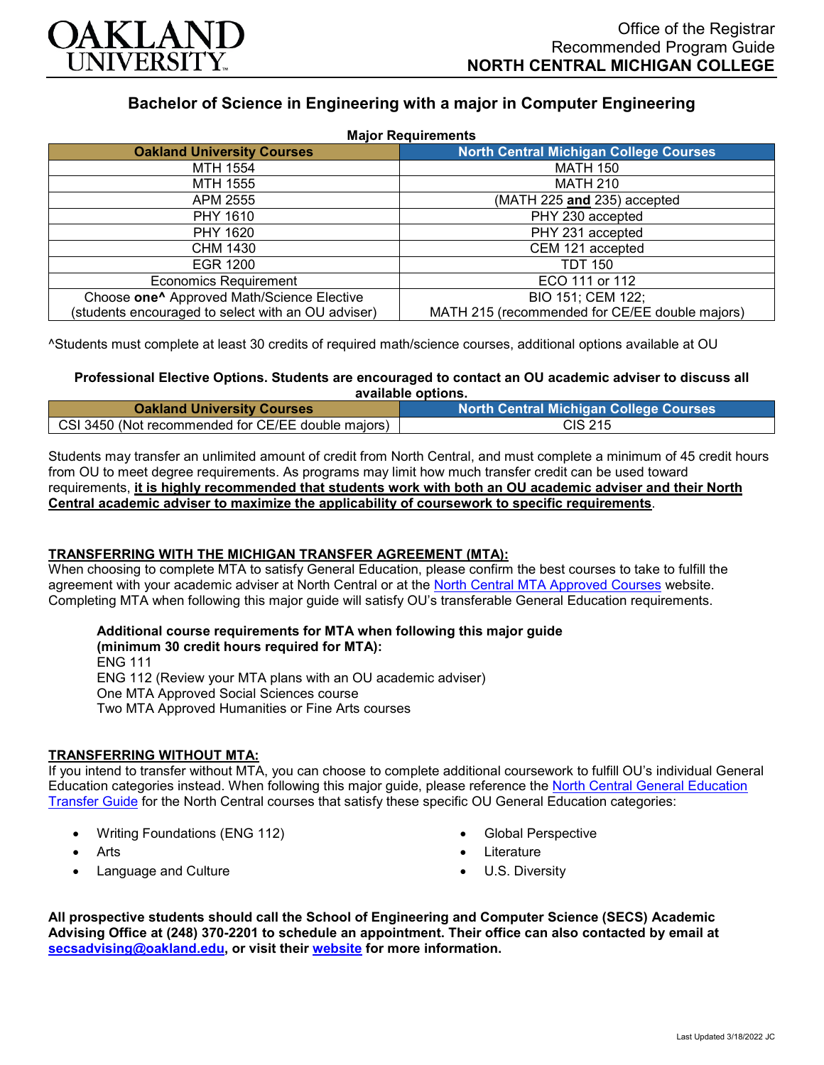# OAKLAND UNIVERSITY

Office of the Registrar
Recommended Program Guide
**NORTH CENTRAL MICHIGAN COLLEGE**

## Bachelor of Science in Engineering with a major in Computer Engineering

**Major Requirements**

| Oakland University Courses | North Central Michigan College Courses |
|---|---|
| MTH 1554 | MATH 150 |
| MTH 1555 | MATH 210 |
| APM 2555 | (MATH 225 **and** 235) accepted |
| PHY 1610 | PHY 230 accepted |
| PHY 1620 | PHY 231 accepted |
| CHM 1430 | CEM 121 accepted |
| EGR 1200 | TDT 150 |
| Economics Requirement | ECO 111 or 112 |
| Choose **one^** Approved Math/Science Elective (students encouraged to select with an OU adviser) | BIO 151; CEM 122; MATH 215 (recommended for CE/EE double majors) |

^Students must complete at least 30 credits of required math/science courses, additional options available at OU

**Professional Elective Options. Students are encouraged to contact an OU academic adviser to discuss all available options.**

| Oakland University Courses | North Central Michigan College Courses |
|---|---|
| CSI 3450 (Not recommended for CE/EE double majors) | CIS 215 |

Students may transfer an unlimited amount of credit from North Central, and must complete a minimum of 45 credit hours from OU to meet degree requirements. As programs may limit how much transfer credit can be used toward requirements, **it is highly recommended that students work with both an OU academic adviser and their North Central academic adviser to maximize the applicability of coursework to specific requirements**.

### TRANSFERRING WITH THE MICHIGAN TRANSFER AGREEMENT (MTA):

When choosing to complete MTA to satisfy General Education, please confirm the best courses to take to fulfill the agreement with your academic adviser at North Central or at the North Central MTA Approved Courses website. Completing MTA when following this major guide will satisfy OU's transferable General Education requirements.

**Additional course requirements for MTA when following this major guide (minimum 30 credit hours required for MTA):**
ENG 111
ENG 112 (Review your MTA plans with an OU academic adviser)
One MTA Approved Social Sciences course
Two MTA Approved Humanities or Fine Arts courses

### TRANSFERRING WITHOUT MTA:

If you intend to transfer without MTA, you can choose to complete additional coursework to fulfill OU's individual General Education categories instead. When following this major guide, please reference the North Central General Education Transfer Guide for the North Central courses that satisfy these specific OU General Education categories:

- Writing Foundations (ENG 112)
- Arts
- Language and Culture
- Global Perspective
- Literature
- U.S. Diversity

**All prospective students should call the School of Engineering and Computer Science (SECS) Academic Advising Office at (248) 370-2201 to schedule an appointment. Their office can also contacted by email at secsadvising@oakland.edu, or visit their website for more information.**

Last Updated 3/18/2022 JC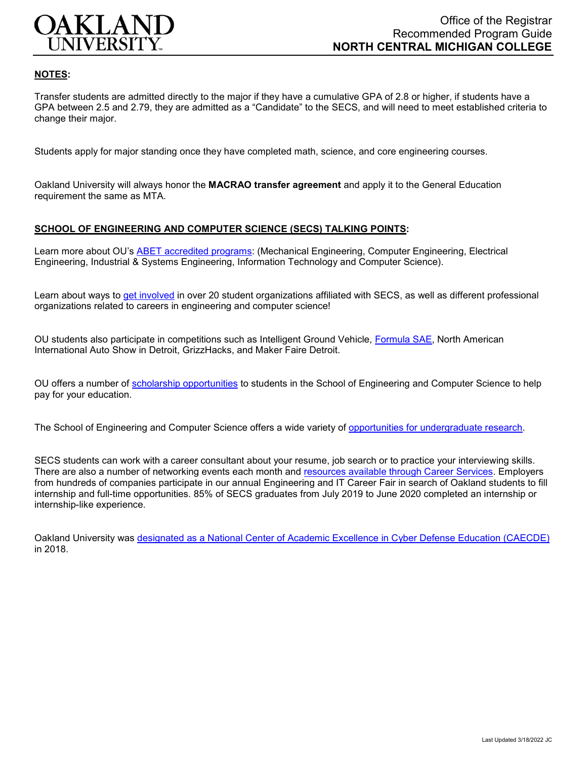**NOTES:**

Transfer students are admitted directly to the major if they have a cumulative GPA of 2.8 or higher, if students have a GPA between 2.5 and 2.79, they are admitted as a "Candidate" to the SECS, and will need to meet established criteria to change their major.

Students apply for major standing once they have completed math, science, and core engineering courses.

Oakland University will always honor the **MACRAO transfer agreement** and apply it to the General Education requirement the same as MTA.

**SCHOOL OF ENGINEERING AND COMPUTER SCIENCE (SECS) TALKING POINTS:**

Learn more about OU's ABET accredited programs: (Mechanical Engineering, Computer Engineering, Electrical Engineering, Industrial & Systems Engineering, Information Technology and Computer Science).

Learn about ways to get involved in over 20 student organizations affiliated with SECS, as well as different professional organizations related to careers in engineering and computer science!

OU students also participate in competitions such as Intelligent Ground Vehicle, Formula SAE, North American International Auto Show in Detroit, GrizzHacks, and Maker Faire Detroit.

OU offers a number of scholarship opportunities to students in the School of Engineering and Computer Science to help pay for your education.

The School of Engineering and Computer Science offers a wide variety of opportunities for undergraduate research.

SECS students can work with a career consultant about your resume, job search or to practice your interviewing skills. There are also a number of networking events each month and resources available through Career Services. Employers from hundreds of companies participate in our annual Engineering and IT Career Fair in search of Oakland students to fill internship and full-time opportunities. 85% of SECS graduates from July 2019 to June 2020 completed an internship or internship-like experience.

Oakland University was designated as a National Center of Academic Excellence in Cyber Defense Education (CAECDE) in 2018.

Last Updated 3/18/2022 JC